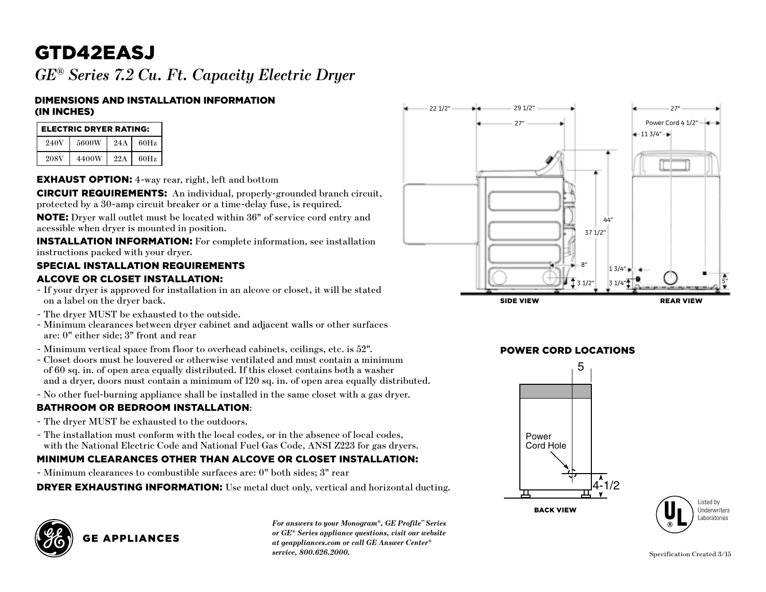# GTD42EASJ

*GE® Series 7.2 Cu. Ft. Capacity Electric Dryer*

## DIMENSIONS AND INSTALLATION INFORMATION (IN INCHES)

| ELECTRIC DRYER RATING: | | | |
|---|---|---|---|
| 240V | 5600W | 24A | 60Hz |
| 208V | 4400W | 22A | 60Hz |

**EXHAUST OPTION:** 4-way rear, right, left and bottom

**CIRCUIT REQUIREMENTS:** An individual, properly-grounded branch circuit, protected by a 30-amp circuit breaker or a time-delay fuse, is required.

**NOTE:** Dryer wall outlet must be located within 36" of service cord entry and acessible when dryer is mounted in position.

**INSTALLATION INFORMATION:** For complete information, see installation instructions packed with your dryer.

### SPECIAL INSTALLATION REQUIREMENTS

### ALCOVE OR CLOSET INSTALLATION:

- If your dryer is approved for installation in an alcove or closet, it will be stated on a label on the dryer back.
- The dryer MUST be exhausted to the outside.
- Minimum clearances between dryer cabinet and adjacent walls or other surfaces are: 0" either side; 3" front and rear
- Minimum vertical space from floor to overhead cabinets, ceilings, etc. is 52".
- Closet doors must be louvered or otherwise ventilated and must contain a minimum of 60 sq. in. of open area equally distributed. If this closet contains both a washer and a dryer, doors must contain a minimum of 120 sq. in. of open area equally distributed.
- No other fuel-burning appliance shall be installed in the same closet with a gas dryer.

### BATHROOM OR BEDROOM INSTALLATION:

- The dryer MUST be exhausted to the outdoors.
- The installation must conform with the local codes, or in the absence of local codes, with the National Electric Code and National Fuel Gas Code, ANSI Z223 for gas dryers.

### MINIMUM CLEARANCES OTHER THAN ALCOVE OR CLOSET INSTALLATION:

- Minimum clearances to combustible surfaces are: 0" both sides; 3" rear

**DRYER EXHAUSTING INFORMATION:** Use metal duct only, vertical and horizontal ducting.

22 1/2" 29 1/2" 27" 27" Power Cord 4 1/2" 11 3/4" 44" 37 1/2" 8" 3 1/2" 1 3/4" 3 1/4" 5"

SIDE VIEW REAR VIEW

### POWER CORD LOCATIONS

5

Power Cord Hole

4-1/2

BACK VIEW

GE APPLIANCES

*For answers to your Monogram®, GE Profile™ Series or GE® Series appliance questions, visit our website at geappliances.com or call GE Answer Center® service, 800.626.2000.*

Listed by Underwriters Laboratories

Specification Created 3/15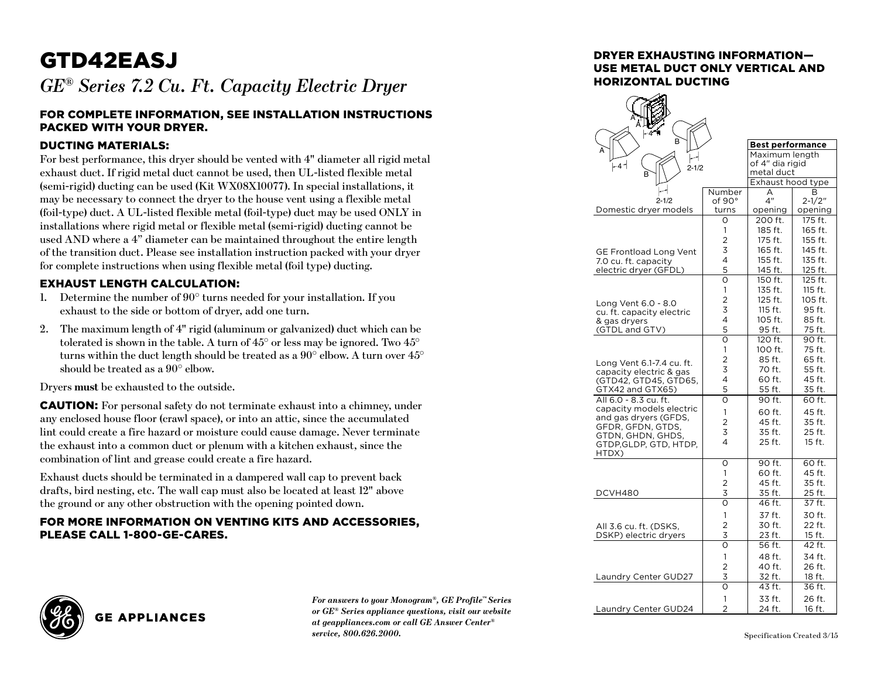# GTD42EASJ

*GE® Series 7.2 Cu. Ft. Capacity Electric Dryer*

## FOR COMPLETE INFORMATION, SEE INSTALLATION INSTRUCTIONS PACKED WITH YOUR DRYER.

### DUCTING MATERIALS:

For best performance, this dryer should be vented with 4" diameter all rigid metal exhaust duct. If rigid metal duct cannot be used, then UL-listed flexible metal (semi-rigid) ducting can be used (Kit WX08X10077). In special installations, it may be necessary to connect the dryer to the house vent using a flexible metal (foil-type) duct. A UL-listed flexible metal (foil-type) duct may be used ONLY in installations where rigid metal or flexible metal (semi-rigid) ducting cannot be used AND where a 4" diameter can be maintained throughout the entire length of the transition duct. Please see installation instruction packed with your dryer for complete instructions when using flexible metal (foil type) ducting.

### EXHAUST LENGTH CALCULATION:

1. Determine the number of 90° turns needed for your installation. If you exhaust to the side or bottom of dryer, add one turn.
2. The maximum length of 4" rigid (aluminum or galvanized) duct which can be tolerated is shown in the table. A turn of 45° or less may be ignored. Two 45° turns within the duct length should be treated as a 90° elbow. A turn over 45° should be treated as a 90° elbow.

Dryers **must** be exhausted to the outside.

**CAUTION:** For personal safety do not terminate exhaust into a chimney, under any enclosed house floor (crawl space), or into an attic, since the accumulated lint could create a fire hazard or moisture could cause damage. Never terminate the exhaust into a common duct or plenum with a kitchen exhaust, since the combination of lint and grease could create a fire hazard.

Exhaust ducts should be terminated in a dampered wall cap to prevent back drafts, bird nesting, etc. The wall cap must also be located at least 12" above the ground or any other obstruction with the opening pointed down.

## FOR MORE INFORMATION ON VENTING KITS AND ACCESSORIES, PLEASE CALL 1-800-GE-CARES.

GE APPLIANCES

*For answers to your Monogram®, GE Profile™ Series or GE® Series appliance questions, visit our website at geappliances.com or call GE Answer Center® service, 800.626.2000.*

## DRYER EXHAUSTING INFORMATION—USE METAL DUCT ONLY VERTICAL AND HORIZONTAL DUCTING

| | | **Best performance** | |
|---|---|---|---|
| | | Maximum length of 4" dia rigid metal duct | |
| | | Exhaust hood type | |
| Domestic dryer models | Number of 90° turns | A 4" opening | B 2-1/2" opening |
| GE Frontload Long Vent 7.0 cu. ft. capacity electric dryer (GFDL) | 0 | 200 ft. | 175 ft. |
| | 1 | 185 ft. | 165 ft. |
| | 2 | 175 ft. | 155 ft. |
| | 3 | 165 ft. | 145 ft. |
| | 4 | 155 ft. | 135 ft. |
| | 5 | 145 ft. | 125 ft. |
| Long Vent 6.0 - 8.0 cu. ft. capacity electric & gas dryers (GTDL and GTV) | 0 | 150 ft. | 125 ft. |
| | 1 | 135 ft. | 115 ft. |
| | 2 | 125 ft. | 105 ft. |
| | 3 | 115 ft. | 95 ft. |
| | 4 | 105 ft. | 85 ft. |
| | 5 | 95 ft. | 75 ft. |
| Long Vent 6.1-7.4 cu. ft. capacity electric & gas (GTD42, GTD45, GTD65, GTX42 and GTX65) | 0 | 120 ft. | 90 ft. |
| | 1 | 100 ft. | 75 ft. |
| | 2 | 85 ft. | 65 ft. |
| | 3 | 70 ft. | 55 ft. |
| | 4 | 60 ft. | 45 ft. |
| | 5 | 55 ft. | 35 ft. |
| All 6.0 - 8.3 cu. ft. capacity models electric and gas dryers (GFDS, GFDR, GFDN, GTDS, GTDN, GHDN, GHDS, GTDP, GLDP, GTD, HTDP, HTDX) | 0 | 90 ft. | 60 ft. |
| | 1 | 60 ft. | 45 ft. |
| | 2 | 45 ft. | 35 ft. |
| | 3 | 35 ft. | 25 ft. |
| | 4 | 25 ft. | 15 ft. |
| DCVH480 | 0 | 90 ft. | 60 ft. |
| | 1 | 60 ft. | 45 ft. |
| | 2 | 45 ft. | 35 ft. |
| | 3 | 35 ft. | 25 ft. |
| All 3.6 cu. ft. (DSKS, DSKP) electric dryers | 0 | 46 ft. | 37 ft. |
| | 1 | 37 ft. | 30 ft. |
| | 2 | 30 ft. | 22 ft. |
| | 3 | 23 ft. | 15 ft. |
| Laundry Center GUD27 | 0 | 56 ft. | 42 ft. |
| | 1 | 48 ft. | 34 ft. |
| | 2 | 40 ft. | 26 ft. |
| | 3 | 32 ft. | 18 ft. |
| Laundry Center GUD24 | 0 | 43 ft. | 36 ft. |
| | 1 | 33 ft. | 26 ft. |
| | 2 | 24 ft. | 16 ft. |

Specification Created 3/15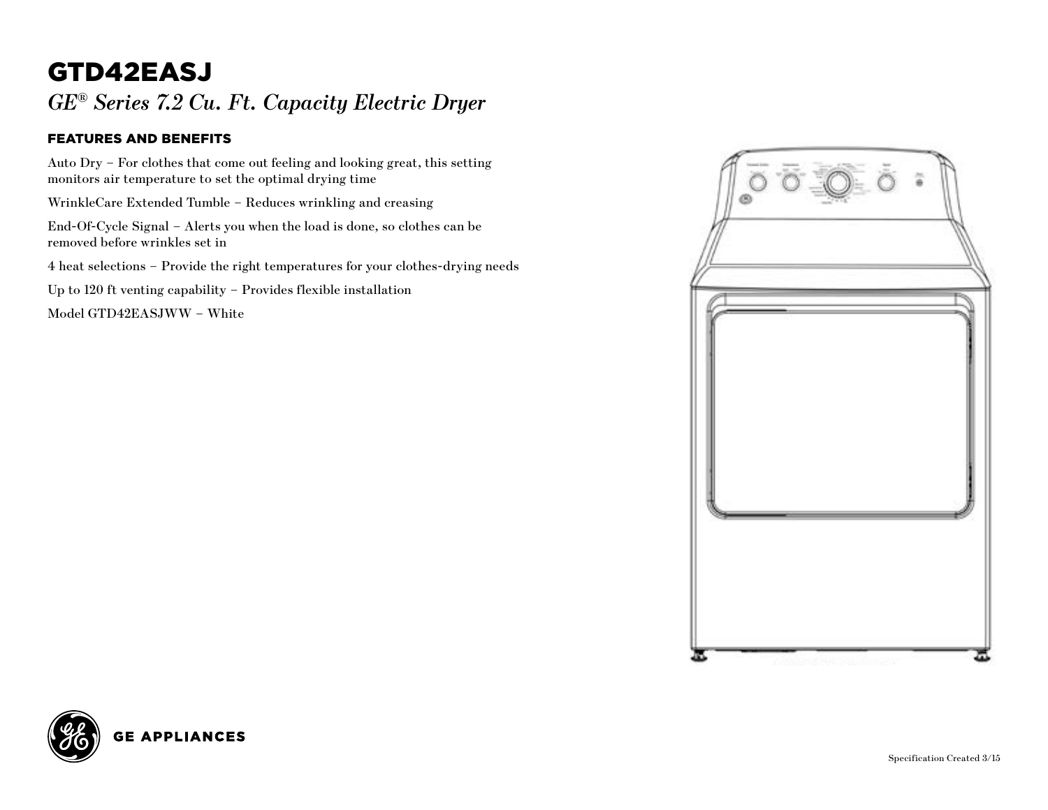# GTD42EASJ

*GE® Series 7.2 Cu. Ft. Capacity Electric Dryer*

## FEATURES AND BENEFITS

Auto Dry – For clothes that come out feeling and looking great, this setting monitors air temperature to set the optimal drying time

WrinkleCare Extended Tumble – Reduces wrinkling and creasing

End-Of-Cycle Signal – Alerts you when the load is done, so clothes can be removed before wrinkles set in

4 heat selections – Provide the right temperatures for your clothes-drying needs

Up to 120 ft venting capability – Provides flexible installation

Model GTD42EASJWW – White

GE APPLIANCES

Specification Created 3/15